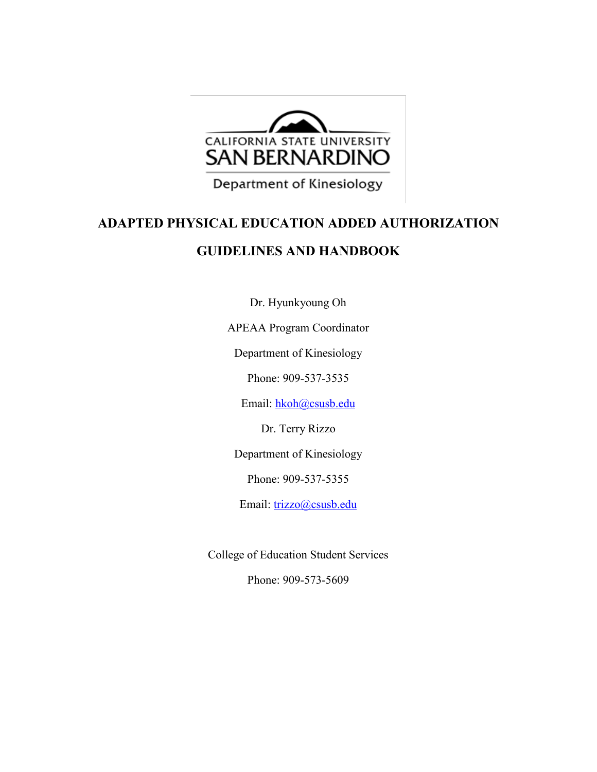CALIFORNIA STATE UNIVERSITY
SAN BERNARDINO
Department of Kinesiology

# ADAPTED PHYSICAL EDUCATION ADDED AUTHORIZATION

# GUIDELINES AND HANDBOOK

Dr. Hyunkyoung Oh

APEAA Program Coordinator

Department of Kinesiology

Phone: 909-537-3535

Email: hkoh@csusb.edu

Dr. Terry Rizzo

Department of Kinesiology

Phone: 909-537-5355

Email: trizzo@csusb.edu

College of Education Student Services

Phone: 909-573-5609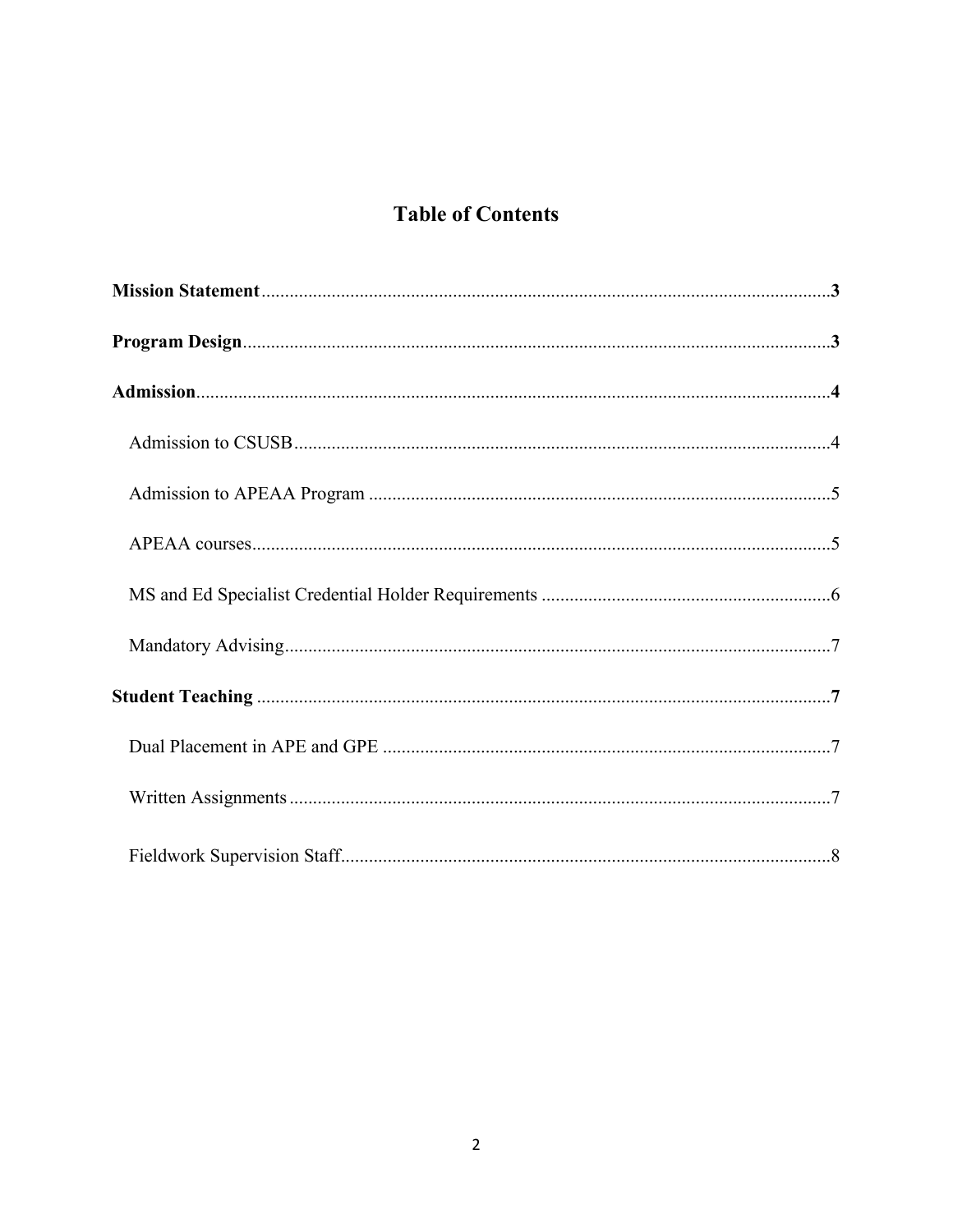# Table of Contents

**Mission Statement** ..........3

**Program Design** ..........3

**Admission** ..........4

- Admission to CSUSB ..........4
- Admission to APEAA Program ..........5
- APEAA courses ..........5
- MS and Ed Specialist Credential Holder Requirements ..........6
- Mandatory Advising ..........7

**Student Teaching** ..........7

- Dual Placement in APE and GPE ..........7
- Written Assignments ..........7
- Fieldwork Supervision Staff ..........8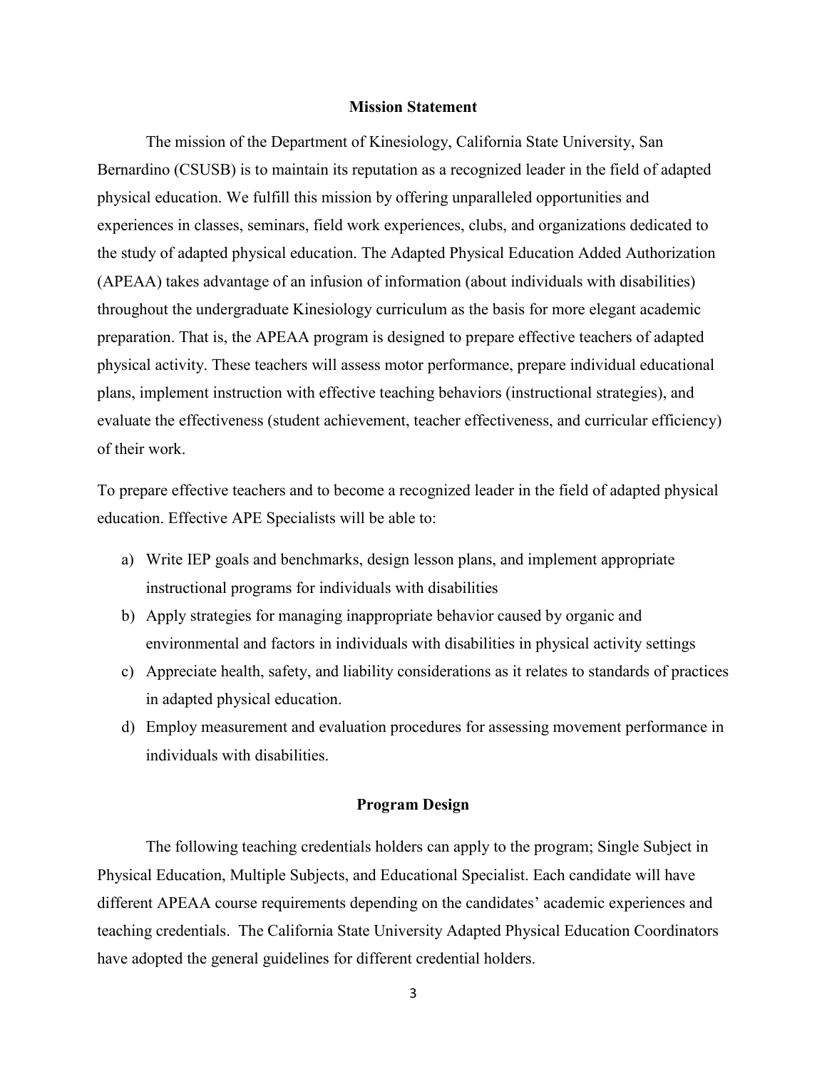## Mission Statement

The mission of the Department of Kinesiology, California State University, San Bernardino (CSUSB) is to maintain its reputation as a recognized leader in the field of adapted physical education. We fulfill this mission by offering unparalleled opportunities and experiences in classes, seminars, field work experiences, clubs, and organizations dedicated to the study of adapted physical education. The Adapted Physical Education Added Authorization (APEAA) takes advantage of an infusion of information (about individuals with disabilities) throughout the undergraduate Kinesiology curriculum as the basis for more elegant academic preparation. That is, the APEAA program is designed to prepare effective teachers of adapted physical activity. These teachers will assess motor performance, prepare individual educational plans, implement instruction with effective teaching behaviors (instructional strategies), and evaluate the effectiveness (student achievement, teacher effectiveness, and curricular efficiency) of their work.

To prepare effective teachers and to become a recognized leader in the field of adapted physical education. Effective APE Specialists will be able to:

a) Write IEP goals and benchmarks, design lesson plans, and implement appropriate instructional programs for individuals with disabilities
b) Apply strategies for managing inappropriate behavior caused by organic and environmental and factors in individuals with disabilities in physical activity settings
c) Appreciate health, safety, and liability considerations as it relates to standards of practices in adapted physical education.
d) Employ measurement and evaluation procedures for assessing movement performance in individuals with disabilities.

## Program Design

The following teaching credentials holders can apply to the program; Single Subject in Physical Education, Multiple Subjects, and Educational Specialist. Each candidate will have different APEAA course requirements depending on the candidates' academic experiences and teaching credentials. The California State University Adapted Physical Education Coordinators have adopted the general guidelines for different credential holders.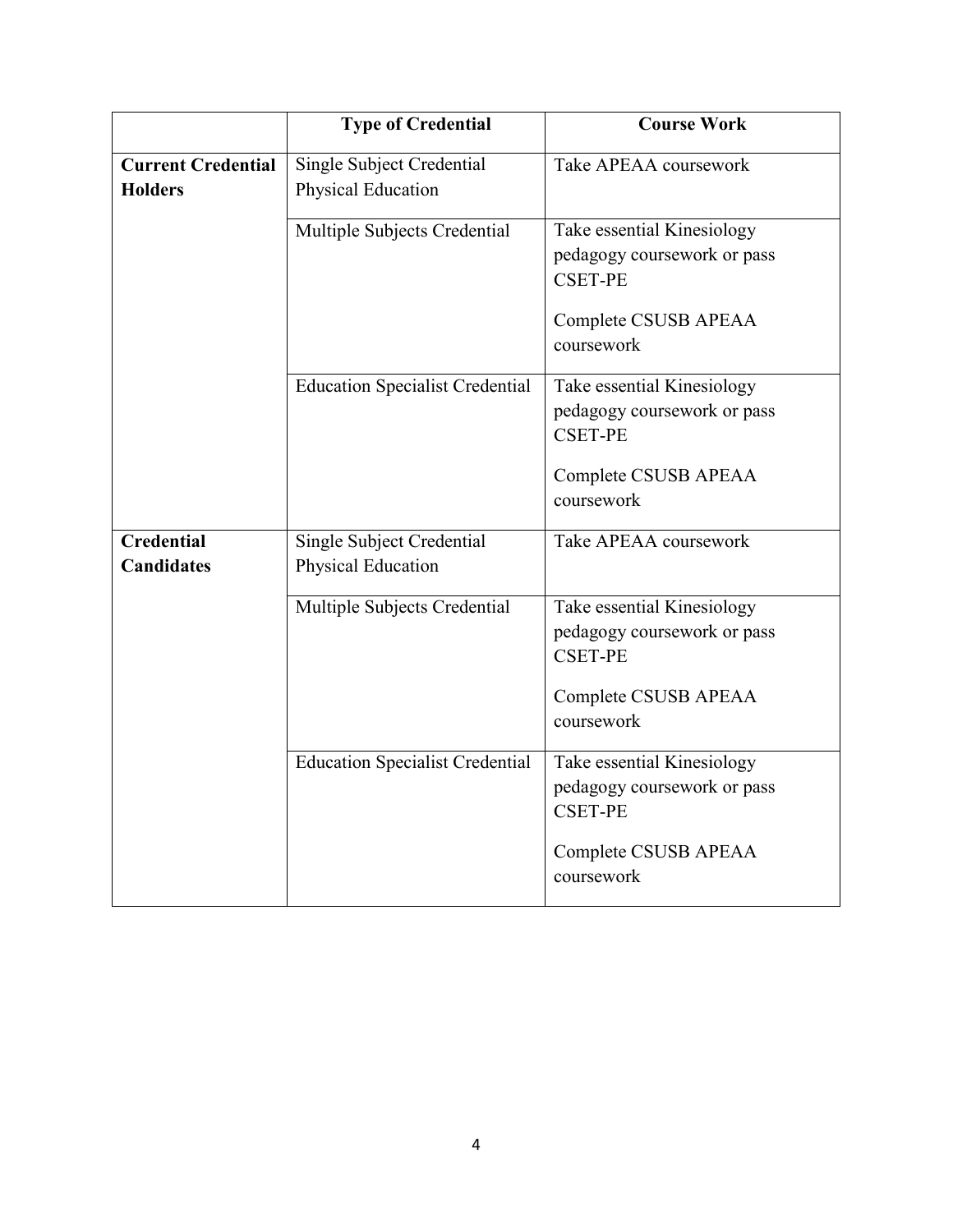| | Type of Credential | Course Work |
|---|---|---|
| **Current Credential Holders** | Single Subject Credential Physical Education | Take APEAA coursework |
| | Multiple Subjects Credential | Take essential Kinesiology pedagogy coursework or pass CSET-PE<br><br>Complete CSUSB APEAA coursework |
| | Education Specialist Credential | Take essential Kinesiology pedagogy coursework or pass CSET-PE<br><br>Complete CSUSB APEAA coursework |
| **Credential Candidates** | Single Subject Credential Physical Education | Take APEAA coursework |
| | Multiple Subjects Credential | Take essential Kinesiology pedagogy coursework or pass CSET-PE<br><br>Complete CSUSB APEAA coursework |
| | Education Specialist Credential | Take essential Kinesiology pedagogy coursework or pass CSET-PE<br><br>Complete CSUSB APEAA coursework |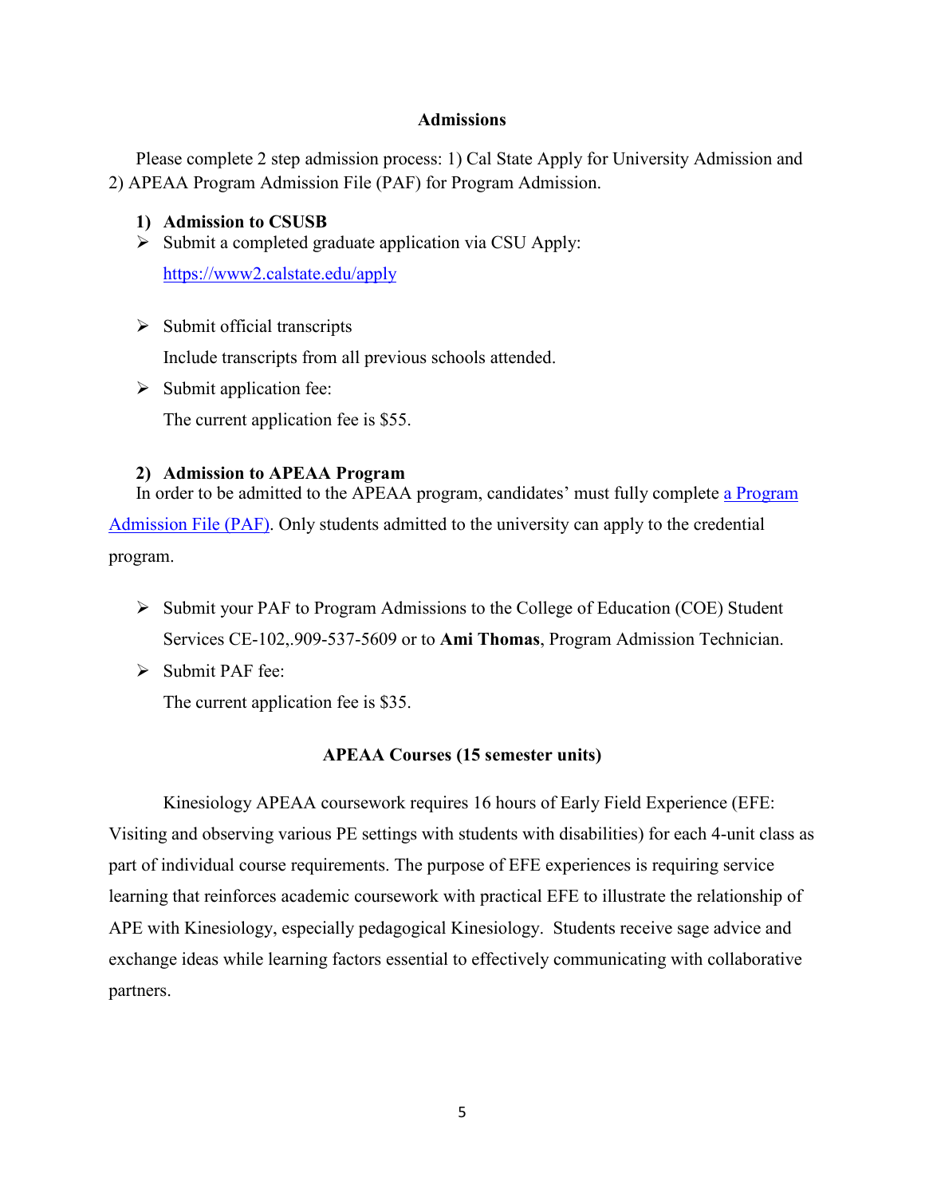## Admissions

Please complete 2 step admission process: 1) Cal State Apply for University Admission and 2) APEAA Program Admission File (PAF) for Program Admission.

### 1) Admission to CSUSB

- Submit a completed graduate application via CSU Apply:
  [https://www2.calstate.edu/apply](https://www2.calstate.edu/apply)
- Submit official transcripts
  Include transcripts from all previous schools attended.
- Submit application fee:
  The current application fee is $55.

### 2) Admission to APEAA Program

In order to be admitted to the APEAA program, candidates' must fully complete a Program Admission File (PAF). Only students admitted to the university can apply to the credential program.

- Submit your PAF to Program Admissions to the College of Education (COE) Student Services CE-102,.909-537-5609 or to **Ami Thomas**, Program Admission Technician.
- Submit PAF fee:
  The current application fee is $35.

## APEAA Courses (15 semester units)

Kinesiology APEAA coursework requires 16 hours of Early Field Experience (EFE: Visiting and observing various PE settings with students with disabilities) for each 4-unit class as part of individual course requirements. The purpose of EFE experiences is requiring service learning that reinforces academic coursework with practical EFE to illustrate the relationship of APE with Kinesiology, especially pedagogical Kinesiology. Students receive sage advice and exchange ideas while learning factors essential to effectively communicating with collaborative partners.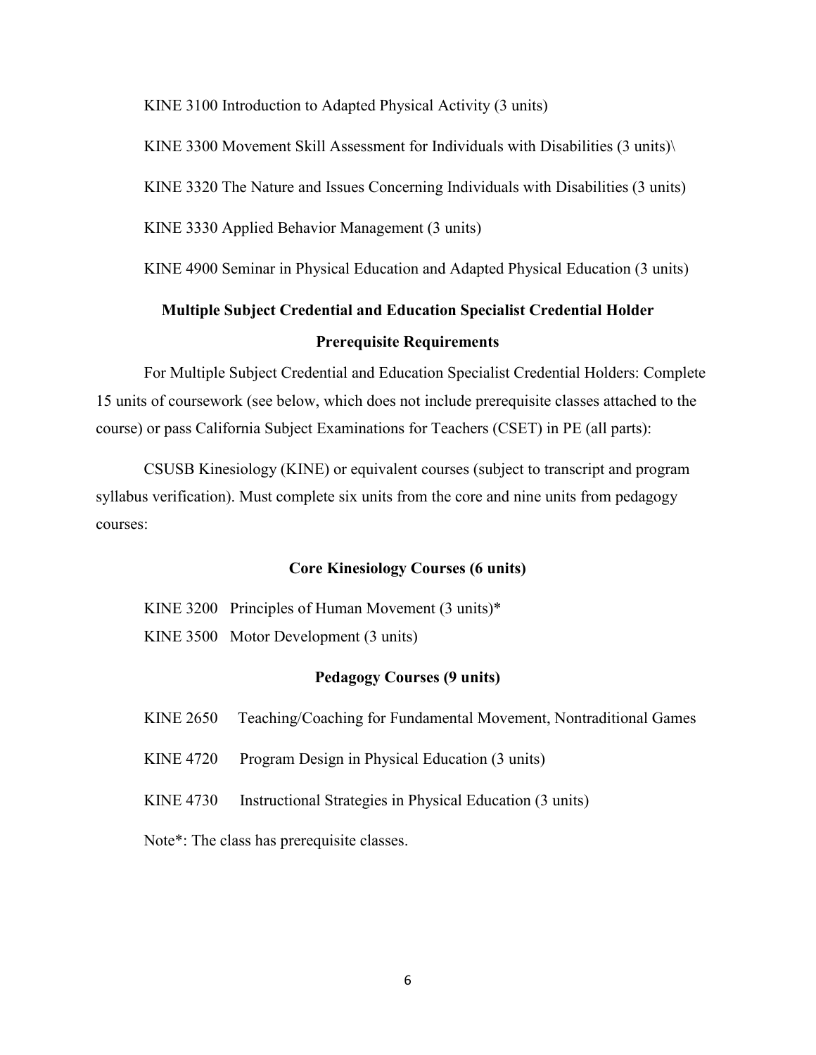KINE 3100 Introduction to Adapted Physical Activity (3 units)

KINE 3300 Movement Skill Assessment for Individuals with Disabilities (3 units)\

KINE 3320 The Nature and Issues Concerning Individuals with Disabilities (3 units)

KINE 3330 Applied Behavior Management (3 units)

KINE 4900 Seminar in Physical Education and Adapted Physical Education (3 units)

**Multiple Subject Credential and Education Specialist Credential Holder**

**Prerequisite Requirements**

For Multiple Subject Credential and Education Specialist Credential Holders: Complete 15 units of coursework (see below, which does not include prerequisite classes attached to the course) or pass California Subject Examinations for Teachers (CSET) in PE (all parts):

CSUSB Kinesiology (KINE) or equivalent courses (subject to transcript and program syllabus verification). Must complete six units from the core and nine units from pedagogy courses:

**Core Kinesiology Courses (6 units)**

KINE 3200 Principles of Human Movement (3 units)*

KINE 3500 Motor Development (3 units)

**Pedagogy Courses (9 units)**

KINE 2650 Teaching/Coaching for Fundamental Movement, Nontraditional Games

KINE 4720 Program Design in Physical Education (3 units)

KINE 4730 Instructional Strategies in Physical Education (3 units)

Note*: The class has prerequisite classes.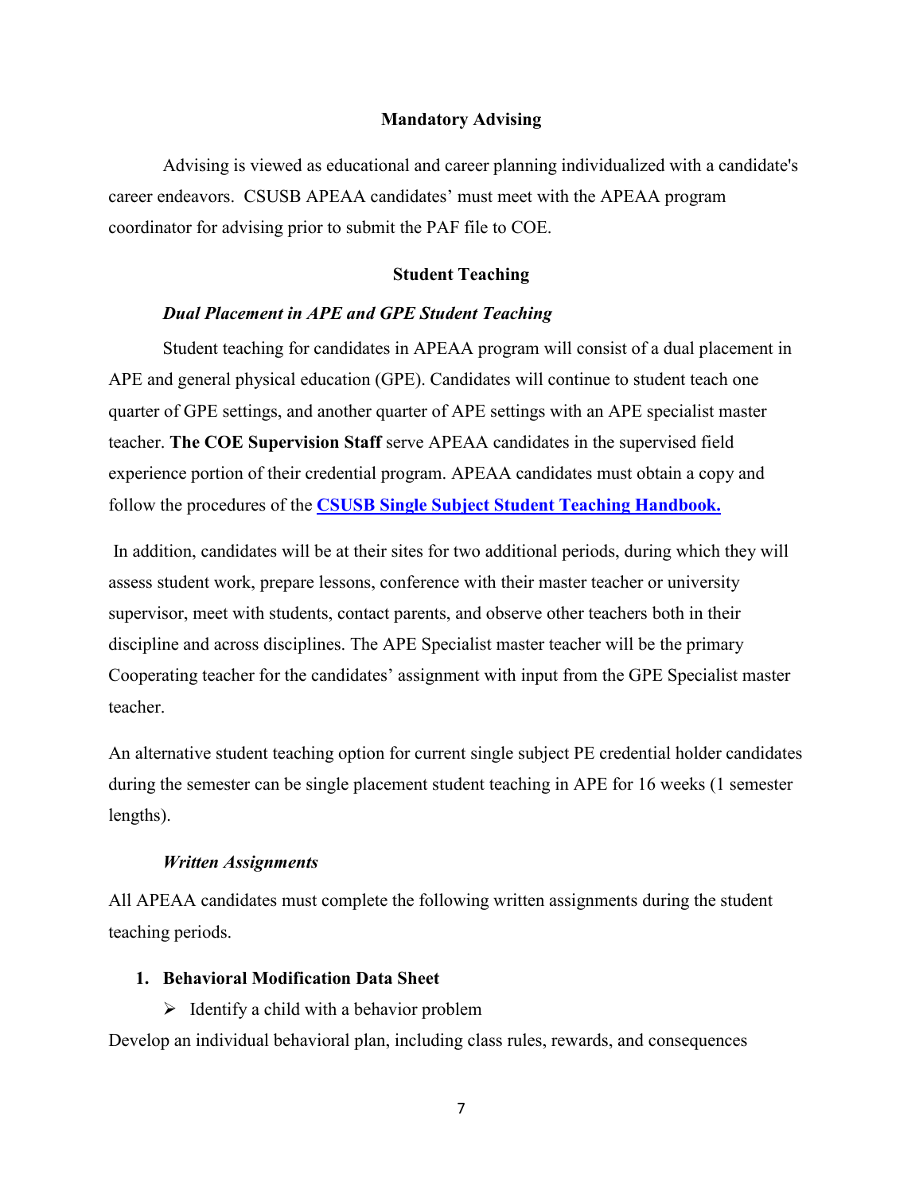## Mandatory Advising

Advising is viewed as educational and career planning individualized with a candidate's career endeavors. CSUSB APEAA candidates' must meet with the APEAA program coordinator for advising prior to submit the PAF file to COE.

## Student Teaching

### *Dual Placement in APE and GPE Student Teaching*

Student teaching for candidates in APEAA program will consist of a dual placement in APE and general physical education (GPE). Candidates will continue to student teach one quarter of GPE settings, and another quarter of APE settings with an APE specialist master teacher. **The COE Supervision Staff** serve APEAA candidates in the supervised field experience portion of their credential program. APEAA candidates must obtain a copy and follow the procedures of the **CSUSB Single Subject Student Teaching Handbook.**

In addition, candidates will be at their sites for two additional periods, during which they will assess student work, prepare lessons, conference with their master teacher or university supervisor, meet with students, contact parents, and observe other teachers both in their discipline and across disciplines. The APE Specialist master teacher will be the primary Cooperating teacher for the candidates' assignment with input from the GPE Specialist master teacher.

An alternative student teaching option for current single subject PE credential holder candidates during the semester can be single placement student teaching in APE for 16 weeks (1 semester lengths).

### *Written Assignments*

All APEAA candidates must complete the following written assignments during the student teaching periods.

1. **Behavioral Modification Data Sheet**
   - Identify a child with a behavior problem

Develop an individual behavioral plan, including class rules, rewards, and consequences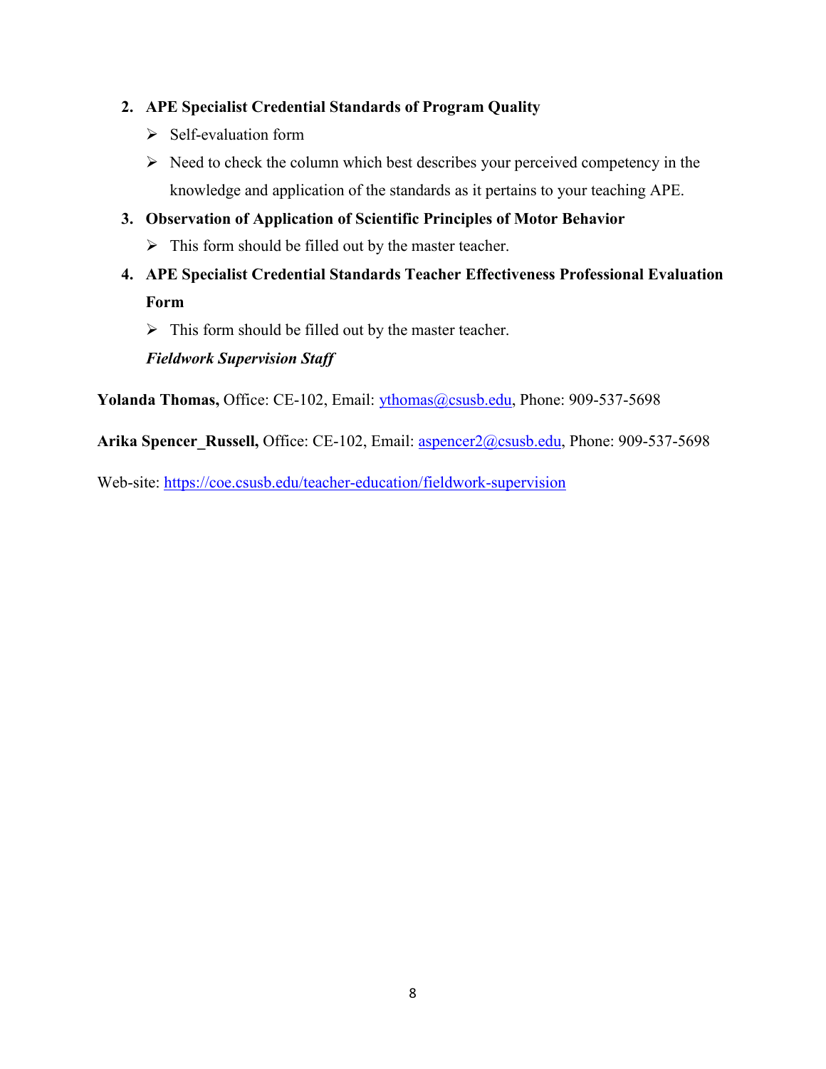2. **APE Specialist Credential Standards of Program Quality**
   - Self-evaluation form
   - Need to check the column which best describes your perceived competency in the knowledge and application of the standards as it pertains to your teaching APE.
3. **Observation of Application of Scientific Principles of Motor Behavior**
   - This form should be filled out by the master teacher.
4. **APE Specialist Credential Standards Teacher Effectiveness Professional Evaluation Form**
   - This form should be filled out by the master teacher.

***Fieldwork Supervision Staff***

**Yolanda Thomas,** Office: CE-102, Email: ythomas@csusb.edu, Phone: 909-537-5698

**Arika Spencer_Russell,** Office: CE-102, Email: aspencer2@csusb.edu, Phone: 909-537-5698

Web-site: https://coe.csusb.edu/teacher-education/fieldwork-supervision